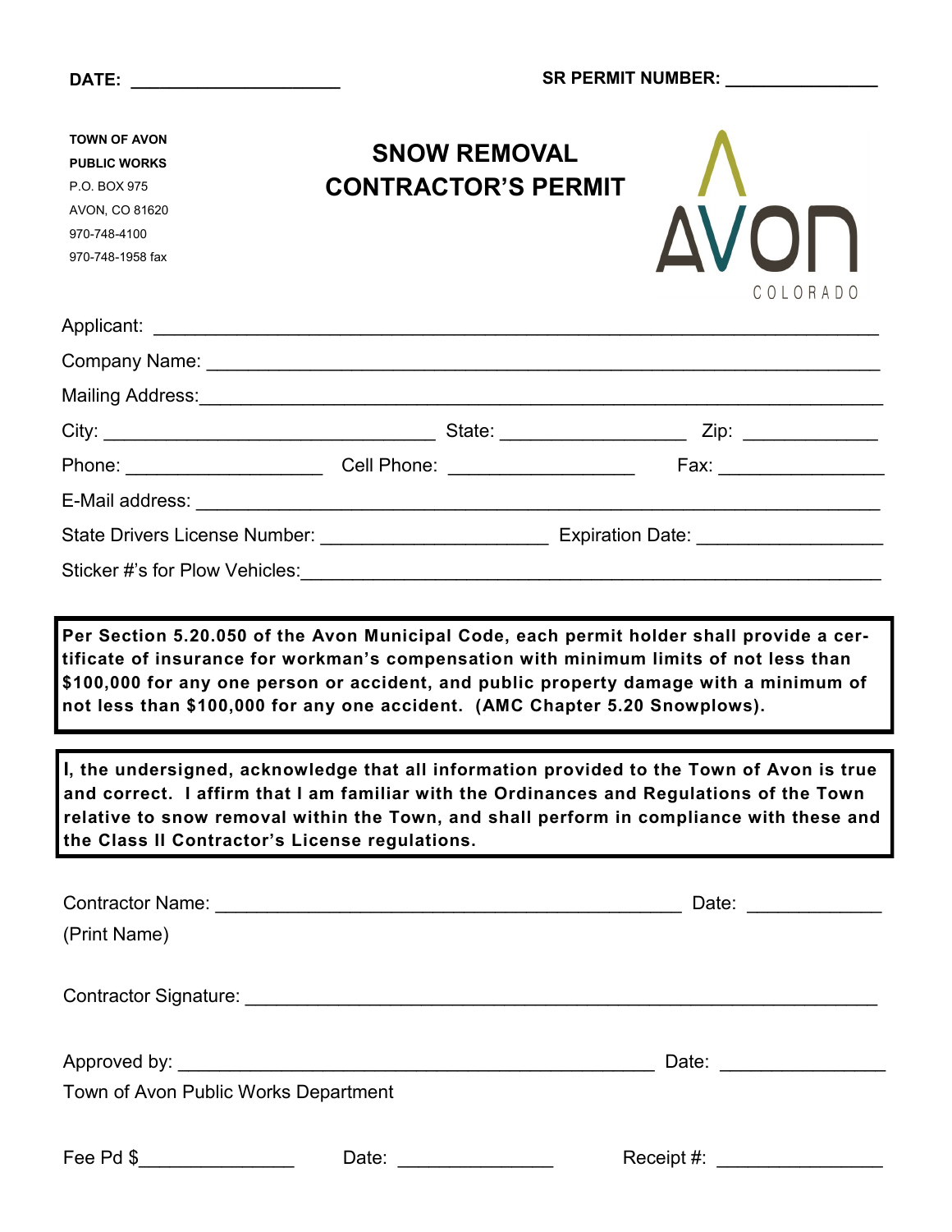DATE: ____________________ SR PERMIT NUMBER: ______________

**TOWN OF AVON**
**PUBLIC WORKS**
P.O. BOX 975
AVON, CO 81620
970-748-4100
970-748-1958 fax

# SNOW REMOVAL CONTRACTOR'S PERMIT

AVON COLORADO

Applicant: ____________________________________________________________

Company Name: ________________________________________________________

Mailing Address: _______________________________________________________

City: ______________________________ State: ________________ Zip: ____________

Phone: __________________ Cell Phone: ________________ Fax: _______________

E-Mail address: ________________________________________________________

State Drivers License Number: ____________________ Expiration Date: ________________

Sticker #'s for Plow Vehicles: ____________________________________________

**Per Section 5.20.050 of the Avon Municipal Code, each permit holder shall provide a certificate of insurance for workman's compensation with minimum limits of not less than $100,000 for any one person or accident, and public property damage with a minimum of not less than $100,000 for any one accident. (AMC Chapter 5.20 Snowplows).**

**I, the undersigned, acknowledge that all information provided to the Town of Avon is true and correct. I affirm that I am familiar with the Ordinances and Regulations of the Town relative to snow removal within the Town, and shall perform in compliance with these and the Class II Contractor's License regulations.**

Contractor Name: ________________________________________ Date: ____________
(Print Name)

Contractor Signature: ____________________________________________________

Approved by: __________________________________________ Date: ______________
Town of Avon Public Works Department

Fee Pd $______________ Date: ______________ Receipt #: ______________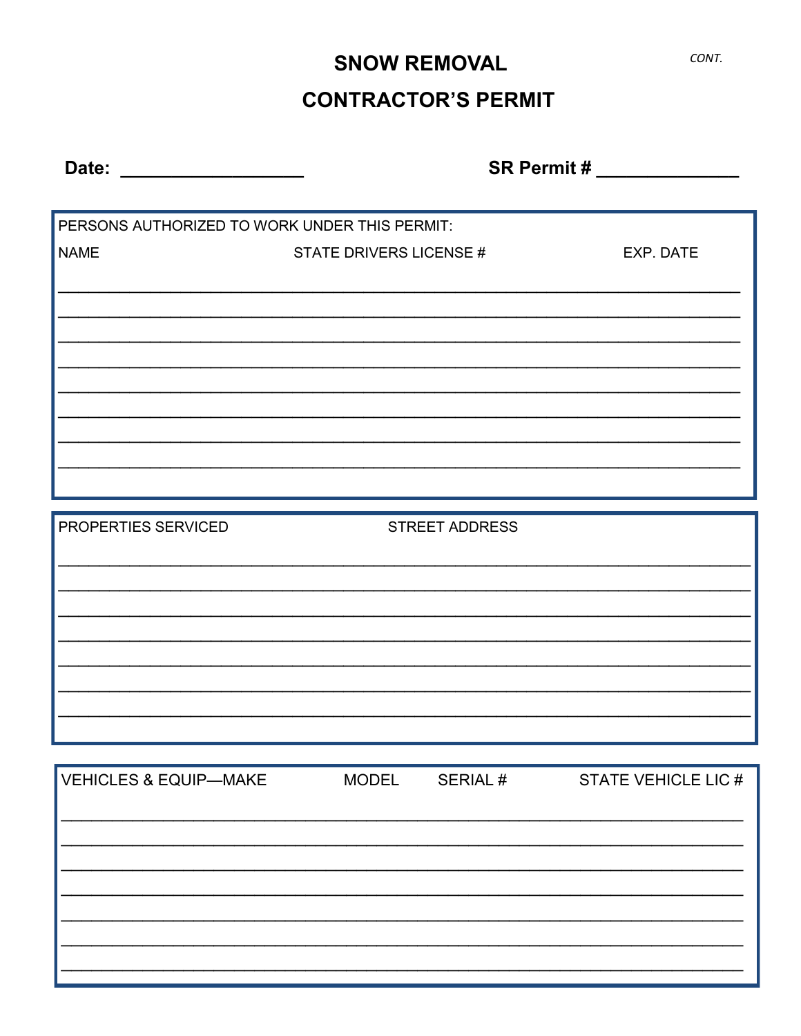*CONT.*

# SNOW REMOVAL

# CONTRACTOR'S PERMIT

**Date:** ___________________ **SR Permit #** _______________

PERSONS AUTHORIZED TO WORK UNDER THIS PERMIT:

| NAME | STATE DRIVERS LICENSE # | EXP. DATE |
|---|---|---|
| | | |
| | | |
| | | |
| | | |
| | | |
| | | |
| | | |
| | | |

| PROPERTIES SERVICED | STREET ADDRESS |
|---|---|
| | |
| | |
| | |
| | |
| | |
| | |
| | |

| VEHICLES & EQUIP—MAKE | MODEL | SERIAL # | STATE VEHICLE LIC # |
|---|---|---|---|
| | | | |
| | | | |
| | | | |
| | | | |
| | | | |
| | | | |
| | | | |